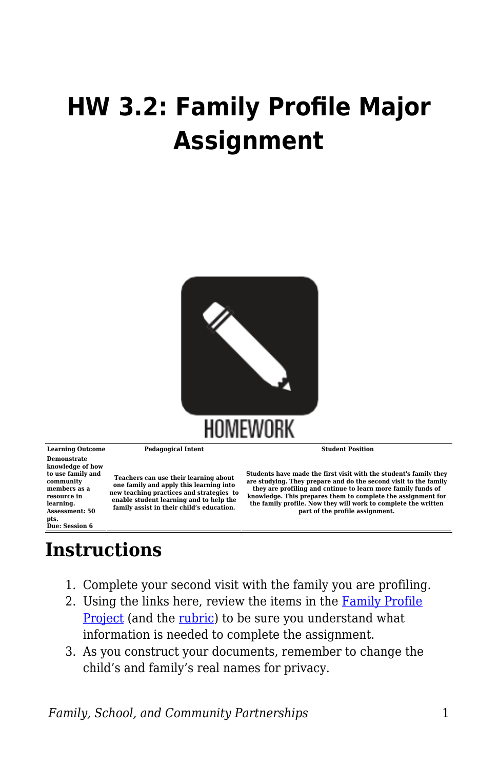# HW 3.2: Family Profile Major Assignment

| Learning Outcome | Pedagogical Intent | Student Position |
|---|---|---|
| Demonstrate knowledge of how to use family and community members as a resource in learning. Assessment: 50 pts. Due: Session 6 | Teachers can use their learning about one family and apply this learning into new teaching practices and strategies to enable student learning and to help the family assist in their child's education. | Students have made the first visit with the student's family they are studying. They prepare and do the second visit to the family they are profiling and cntinue to learn more family funds of knowledge. This prepares them to complete the assignment for the family profile. Now they will work to complete the written part of the profile assignment. |

## Instructions

1. Complete your second visit with the family you are profiling.
2. Using the links here, review the items in the Family Profile Project (and the rubric) to be sure you understand what information is needed to complete the assignment.
3. As you construct your documents, remember to change the child's and family's real names for privacy.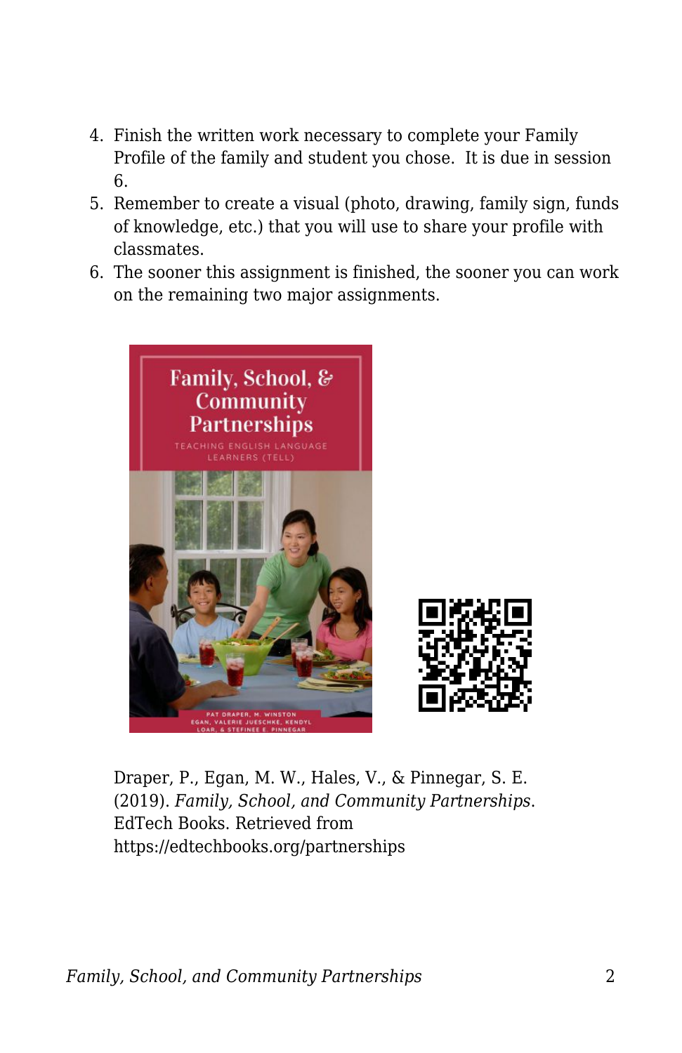4. Finish the written work necessary to complete your Family Profile of the family and student you chose. It is due in session 6.
5. Remember to create a visual (photo, drawing, family sign, funds of knowledge, etc.) that you will use to share your profile with classmates.
6. The sooner this assignment is finished, the sooner you can work on the remaining two major assignments.

Draper, P., Egan, M. W., Hales, V., & Pinnegar, S. E. (2019). *Family, School, and Community Partnerships*. EdTech Books. Retrieved from https://edtechbooks.org/partnerships